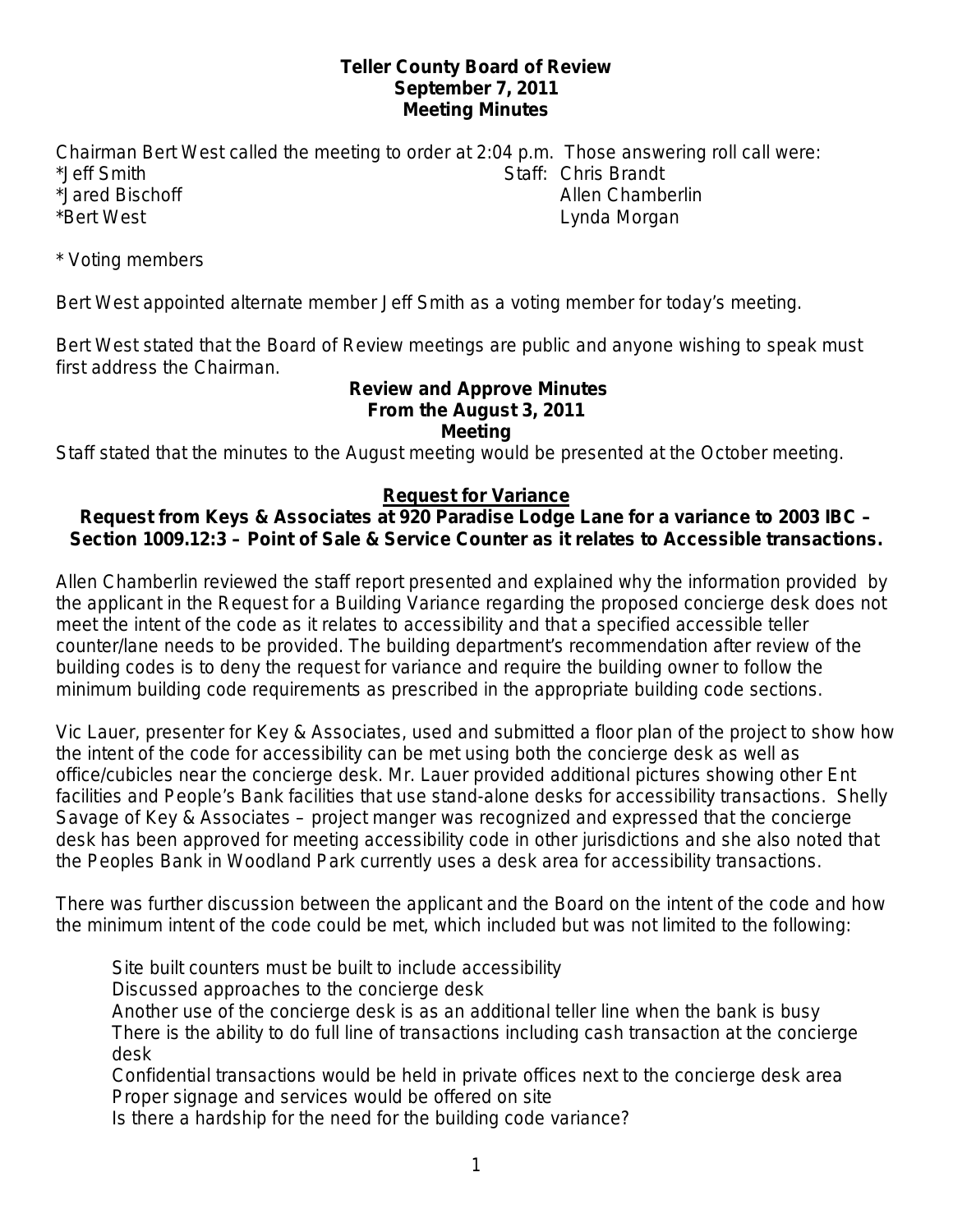**Teller County Board of Review**
**September 7, 2011**
**Meeting Minutes**

Chairman Bert West called the meeting to order at 2:04 p.m. Those answering roll call were:

*Jeff Smith
*Jared Bischoff
*Bert West

Staff: Chris Brandt
Allen Chamberlin
Lynda Morgan

* Voting members

Bert West appointed alternate member Jeff Smith as a voting member for today's meeting.

Bert West stated that the Board of Review meetings are public and anyone wishing to speak must first address the Chairman.

**Review and Approve Minutes**
**From the August 3, 2011**
**Meeting**

Staff stated that the minutes to the August meeting would be presented at the October meeting.

**Request for Variance**

**Request from Keys & Associates at 920 Paradise Lodge Lane for a variance to 2003 IBC – Section 1009.12:3 – Point of Sale & Service Counter as it relates to Accessible transactions.**

Allen Chamberlin reviewed the staff report presented and explained why the information provided by the applicant in the Request for a Building Variance regarding the proposed concierge desk does not meet the intent of the code as it relates to accessibility and that a specified accessible teller counter/lane needs to be provided. The building department's recommendation after review of the building codes is to deny the request for variance and require the building owner to follow the minimum building code requirements as prescribed in the appropriate building code sections.

Vic Lauer, presenter for Key & Associates, used and submitted a floor plan of the project to show how the intent of the code for accessibility can be met using both the concierge desk as well as office/cubicles near the concierge desk. Mr. Lauer provided additional pictures showing other Ent facilities and People's Bank facilities that use stand-alone desks for accessibility transactions. Shelly Savage of Key & Associates – project manger was recognized and expressed that the concierge desk has been approved for meeting accessibility code in other jurisdictions and she also noted that the Peoples Bank in Woodland Park currently uses a desk area for accessibility transactions.

There was further discussion between the applicant and the Board on the intent of the code and how the minimum intent of the code could be met, which included but was not limited to the following:

- Site built counters must be built to include accessibility
- Discussed approaches to the concierge desk
- Another use of the concierge desk is as an additional teller line when the bank is busy
- There is the ability to do full line of transactions including cash transaction at the concierge desk
- Confidential transactions would be held in private offices next to the concierge desk area
- Proper signage and services would be offered on site
- Is there a hardship for the need for the building code variance?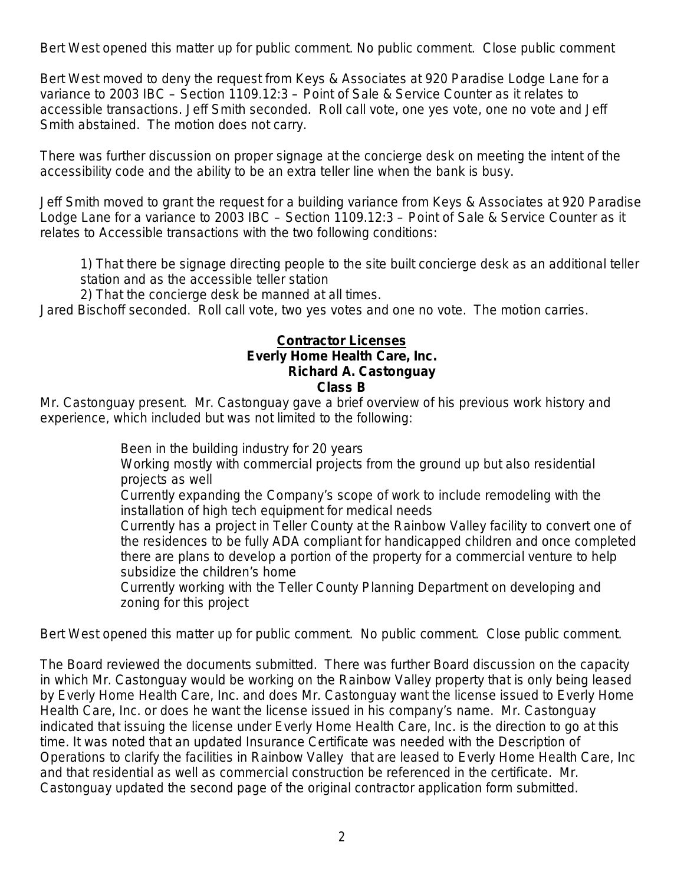Bert West opened this matter up for public comment. No public comment. Close public comment

Bert West moved to deny the request from Keys & Associates at 920 Paradise Lodge Lane for a variance to 2003 IBC – Section 1109.12:3 – Point of Sale & Service Counter as it relates to accessible transactions. Jeff Smith seconded. Roll call vote, one yes vote, one no vote and Jeff Smith abstained. The motion does not carry.

There was further discussion on proper signage at the concierge desk on meeting the intent of the accessibility code and the ability to be an extra teller line when the bank is busy.

Jeff Smith moved to grant the request for a building variance from Keys & Associates at 920 Paradise Lodge Lane for a variance to 2003 IBC – Section 1109.12:3 – Point of Sale & Service Counter as it relates to Accessible transactions with the two following conditions:

1) That there be signage directing people to the site built concierge desk as an additional teller station and as the accessible teller station
2) That the concierge desk be manned at all times.

Jared Bischoff seconded. Roll call vote, two yes votes and one no vote. The motion carries.

**Contractor Licenses**
**Everly Home Health Care, Inc.**
**Richard A. Castonguay**
**Class B**

Mr. Castonguay present. Mr. Castonguay gave a brief overview of his previous work history and experience, which included but was not limited to the following:

- Been in the building industry for 20 years
- Working mostly with commercial projects from the ground up but also residential projects as well
- Currently expanding the Company's scope of work to include remodeling with the installation of high tech equipment for medical needs
- Currently has a project in Teller County at the Rainbow Valley facility to convert one of the residences to be fully ADA compliant for handicapped children and once completed there are plans to develop a portion of the property for a commercial venture to help subsidize the children's home
- Currently working with the Teller County Planning Department on developing and zoning for this project

Bert West opened this matter up for public comment. No public comment. Close public comment.

The Board reviewed the documents submitted. There was further Board discussion on the capacity in which Mr. Castonguay would be working on the Rainbow Valley property that is only being leased by Everly Home Health Care, Inc. and does Mr. Castonguay want the license issued to Everly Home Health Care, Inc. or does he want the license issued in his company's name. Mr. Castonguay indicated that issuing the license under Everly Home Health Care, Inc. is the direction to go at this time. It was noted that an updated Insurance Certificate was needed with the Description of Operations to clarify the facilities in Rainbow Valley that are leased to Everly Home Health Care, Inc and that residential as well as commercial construction be referenced in the certificate. Mr. Castonguay updated the second page of the original contractor application form submitted.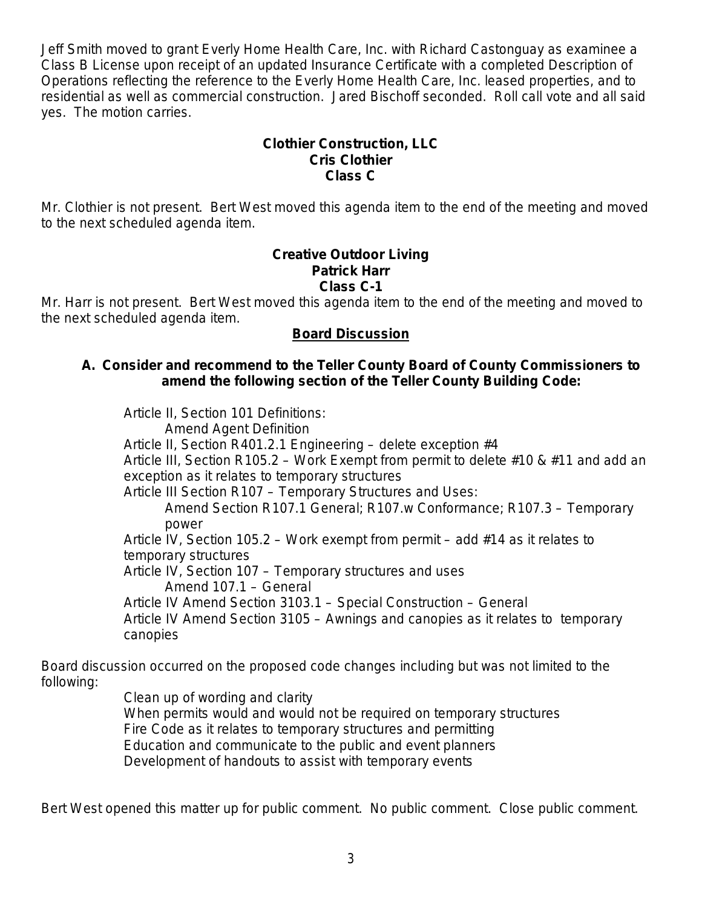Jeff Smith moved to grant Everly Home Health Care, Inc. with Richard Castonguay as examinee a Class B License upon receipt of an updated Insurance Certificate with a completed Description of Operations reflecting the reference to the Everly Home Health Care, Inc. leased properties, and to residential as well as commercial construction. Jared Bischoff seconded. Roll call vote and all said yes. The motion carries.

**Clothier Construction, LLC**
**Cris Clothier**
**Class C**

Mr. Clothier is not present. Bert West moved this agenda item to the end of the meeting and moved to the next scheduled agenda item.

**Creative Outdoor Living**
**Patrick Harr**
**Class C-1**

Mr. Harr is not present. Bert West moved this agenda item to the end of the meeting and moved to the next scheduled agenda item.

**Board Discussion**

**A. Consider and recommend to the Teller County Board of County Commissioners to amend the following section of the Teller County Building Code:**

Article II, Section 101 Definitions:
  Amend Agent Definition
Article II, Section R401.2.1 Engineering – delete exception #4
Article III, Section R105.2 – Work Exempt from permit to delete #10 & #11 and add an exception as it relates to temporary structures
Article III Section R107 – Temporary Structures and Uses:
  Amend Section R107.1 General; R107.w Conformance; R107.3 – Temporary power
Article IV, Section 105.2 – Work exempt from permit – add #14 as it relates to temporary structures
Article IV, Section 107 – Temporary structures and uses
  Amend 107.1 – General
Article IV Amend Section 3103.1 – Special Construction – General
Article IV Amend Section 3105 – Awnings and canopies as it relates to temporary canopies

Board discussion occurred on the proposed code changes including but was not limited to the following:

Clean up of wording and clarity
When permits would and would not be required on temporary structures
Fire Code as it relates to temporary structures and permitting
Education and communicate to the public and event planners
Development of handouts to assist with temporary events

Bert West opened this matter up for public comment. No public comment. Close public comment.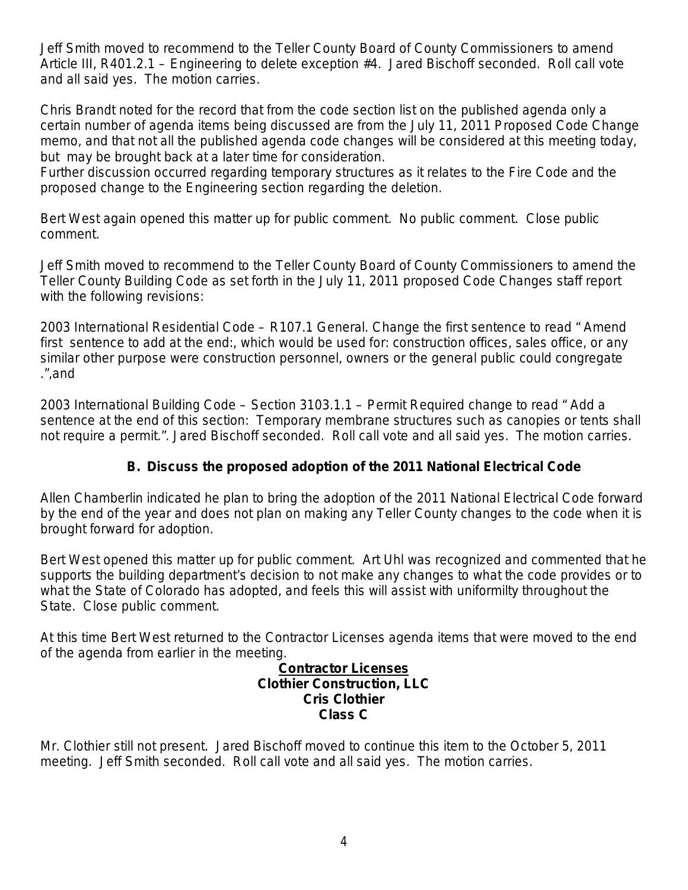Jeff Smith moved to recommend to the Teller County Board of County Commissioners to amend Article III, R401.2.1 – Engineering to delete exception #4. Jared Bischoff seconded. Roll call vote and all said yes. The motion carries.

Chris Brandt noted for the record that from the code section list on the published agenda only a certain number of agenda items being discussed are from the July 11, 2011 Proposed Code Change memo, and that not all the published agenda code changes will be considered at this meeting today, but may be brought back at a later time for consideration.
Further discussion occurred regarding temporary structures as it relates to the Fire Code and the proposed change to the Engineering section regarding the deletion.

Bert West again opened this matter up for public comment. No public comment. Close public comment.

Jeff Smith moved to recommend to the Teller County Board of County Commissioners to amend the Teller County Building Code as set forth in the July 11, 2011 proposed Code Changes staff report with the following revisions:

2003 International Residential Code – R107.1 General. Change the first sentence to read " Amend first sentence to add at the end:, which would be used for: construction offices, sales office, or any similar other purpose were construction personnel, owners or the general public could congregate .",and

2003 International Building Code – Section 3103.1.1 – Permit Required change to read " Add a sentence at the end of this section: Temporary membrane structures such as canopies or tents shall not require a permit.". Jared Bischoff seconded. Roll call vote and all said yes. The motion carries.

### B. Discuss the proposed adoption of the 2011 National Electrical Code

Allen Chamberlin indicated he plan to bring the adoption of the 2011 National Electrical Code forward by the end of the year and does not plan on making any Teller County changes to the code when it is brought forward for adoption.

Bert West opened this matter up for public comment. Art Uhl was recognized and commented that he supports the building department's decision to not make any changes to what the code provides or to what the State of Colorado has adopted, and feels this will assist with uniformilty throughout the State. Close public comment.

At this time Bert West returned to the Contractor Licenses agenda items that were moved to the end of the agenda from earlier in the meeting.

**<u>Contractor Licenses</u>**
**Clothier Construction, LLC**
**Cris Clothier**
**Class C**

Mr. Clothier still not present. Jared Bischoff moved to continue this item to the October 5, 2011 meeting. Jeff Smith seconded. Roll call vote and all said yes. The motion carries.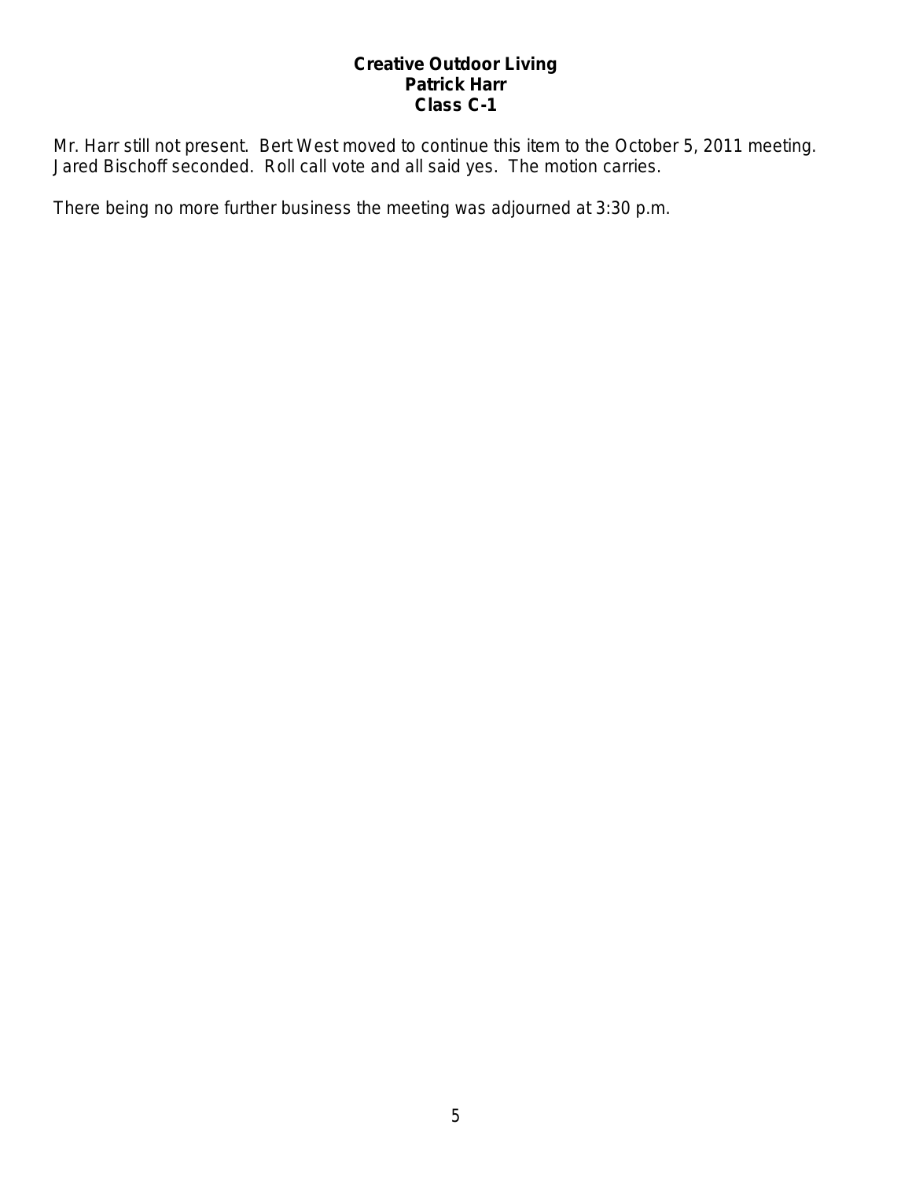**Creative Outdoor Living**
**Patrick Harr**
**Class C-1**

Mr. Harr still not present. Bert West moved to continue this item to the October 5, 2011 meeting. Jared Bischoff seconded. Roll call vote and all said yes. The motion carries.

There being no more further business the meeting was adjourned at 3:30 p.m.